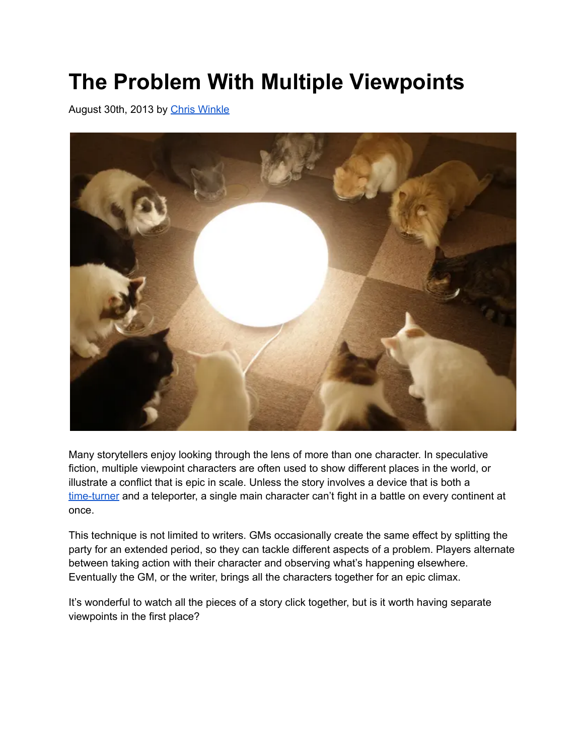# The Problem With Multiple Viewpoints

August 30th, 2013 by Chris Winkle

Many storytellers enjoy looking through the lens of more than one character. In speculative fiction, multiple viewpoint characters are often used to show different places in the world, or illustrate a conflict that is epic in scale. Unless the story involves a device that is both a time-turner and a teleporter, a single main character can't fight in a battle on every continent at once.

This technique is not limited to writers. GMs occasionally create the same effect by splitting the party for an extended period, so they can tackle different aspects of a problem. Players alternate between taking action with their character and observing what's happening elsewhere. Eventually the GM, or the writer, brings all the characters together for an epic climax.

It's wonderful to watch all the pieces of a story click together, but is it worth having separate viewpoints in the first place?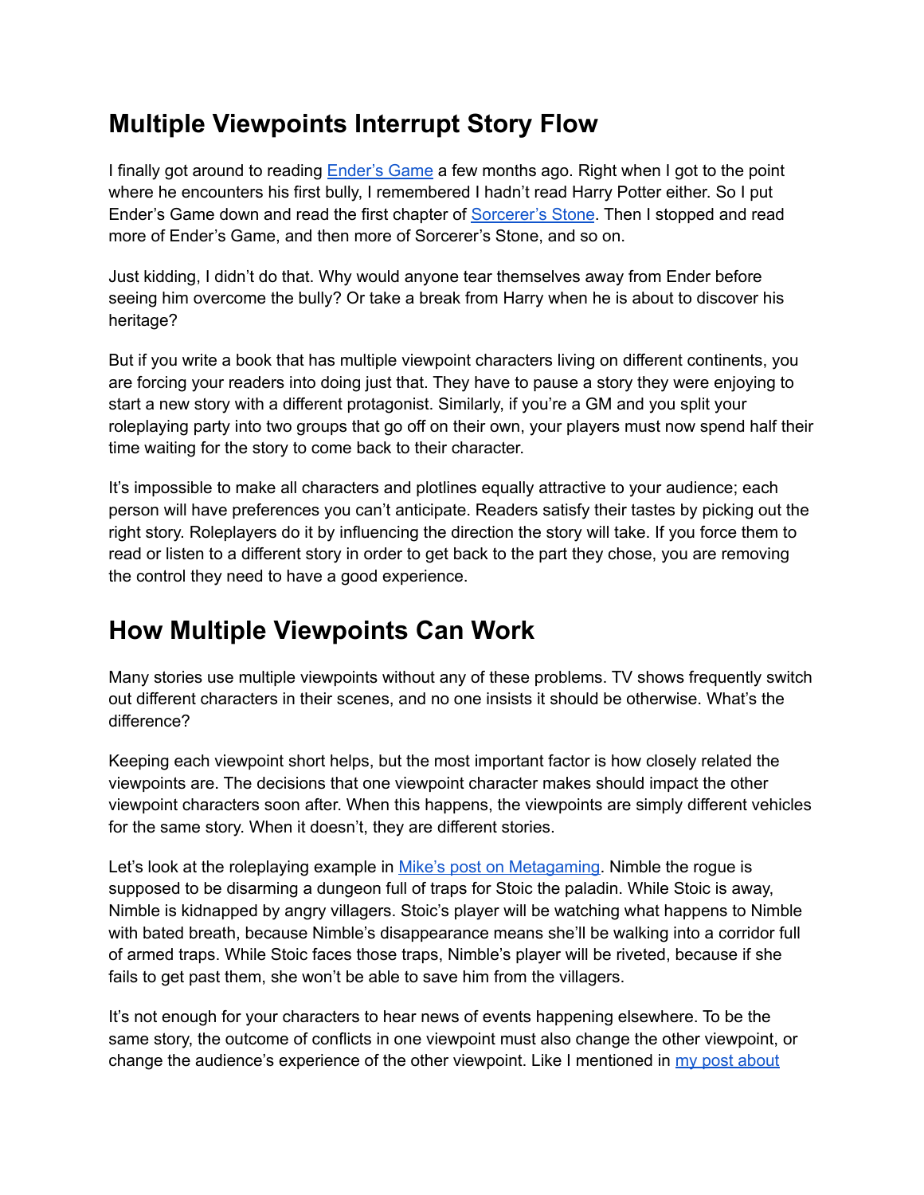## Multiple Viewpoints Interrupt Story Flow

I finally got around to reading Ender's Game a few months ago. Right when I got to the point where he encounters his first bully, I remembered I hadn't read Harry Potter either. So I put Ender's Game down and read the first chapter of Sorcerer's Stone. Then I stopped and read more of Ender's Game, and then more of Sorcerer's Stone, and so on.

Just kidding, I didn't do that. Why would anyone tear themselves away from Ender before seeing him overcome the bully? Or take a break from Harry when he is about to discover his heritage?

But if you write a book that has multiple viewpoint characters living on different continents, you are forcing your readers into doing just that. They have to pause a story they were enjoying to start a new story with a different protagonist. Similarly, if you're a GM and you split your roleplaying party into two groups that go off on their own, your players must now spend half their time waiting for the story to come back to their character.

It's impossible to make all characters and plotlines equally attractive to your audience; each person will have preferences you can't anticipate. Readers satisfy their tastes by picking out the right story. Roleplayers do it by influencing the direction the story will take. If you force them to read or listen to a different story in order to get back to the part they chose, you are removing the control they need to have a good experience.

## How Multiple Viewpoints Can Work

Many stories use multiple viewpoints without any of these problems. TV shows frequently switch out different characters in their scenes, and no one insists it should be otherwise. What's the difference?

Keeping each viewpoint short helps, but the most important factor is how closely related the viewpoints are. The decisions that one viewpoint character makes should impact the other viewpoint characters soon after. When this happens, the viewpoints are simply different vehicles for the same story. When it doesn't, they are different stories.

Let's look at the roleplaying example in Mike's post on Metagaming. Nimble the rogue is supposed to be disarming a dungeon full of traps for Stoic the paladin. While Stoic is away, Nimble is kidnapped by angry villagers. Stoic's player will be watching what happens to Nimble with bated breath, because Nimble's disappearance means she'll be walking into a corridor full of armed traps. While Stoic faces those traps, Nimble's player will be riveted, because if she fails to get past them, she won't be able to save him from the villagers.

It's not enough for your characters to hear news of events happening elsewhere. To be the same story, the outcome of conflicts in one viewpoint must also change the other viewpoint, or change the audience's experience of the other viewpoint. Like I mentioned in my post about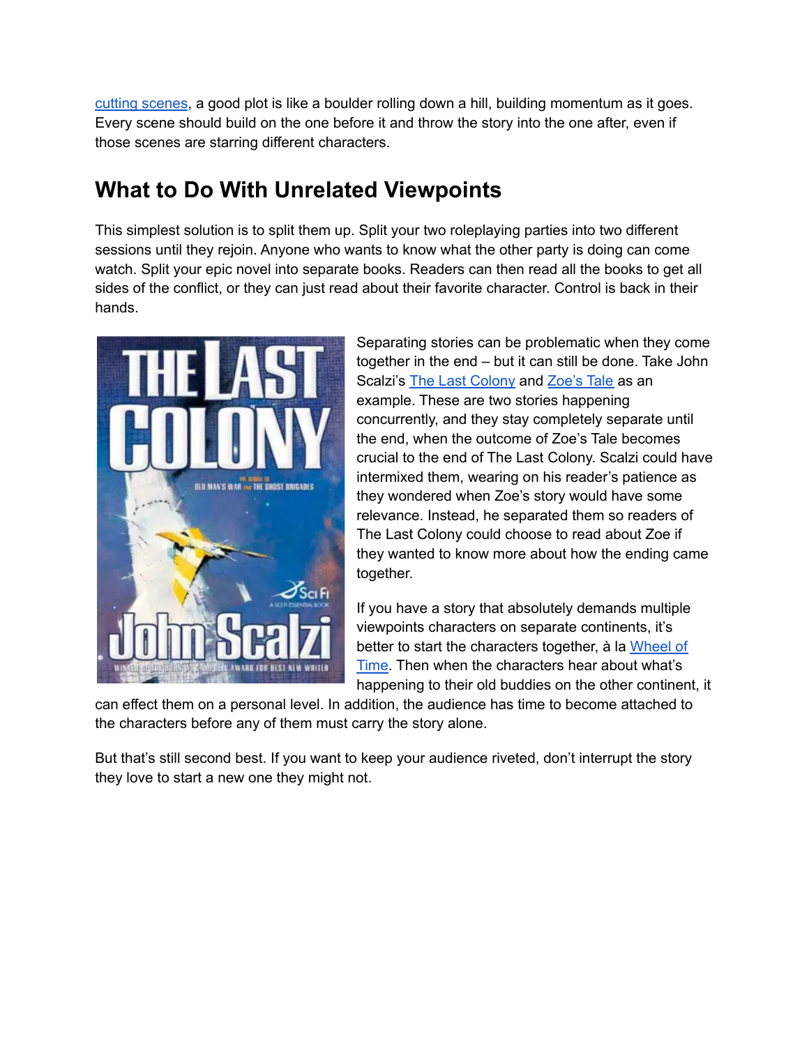cutting scenes, a good plot is like a boulder rolling down a hill, building momentum as it goes. Every scene should build on the one before it and throw the story into the one after, even if those scenes are starring different characters.

## What to Do With Unrelated Viewpoints

This simplest solution is to split them up. Split your two roleplaying parties into two different sessions until they rejoin. Anyone who wants to know what the other party is doing can come watch. Split your epic novel into separate books. Readers can then read all the books to get all sides of the conflict, or they can just read about their favorite character. Control is back in their hands.

Separating stories can be problematic when they come together in the end – but it can still be done. Take John Scalzi's The Last Colony and Zoe's Tale as an example. These are two stories happening concurrently, and they stay completely separate until the end, when the outcome of Zoe's Tale becomes crucial to the end of The Last Colony. Scalzi could have intermixed them, wearing on his reader's patience as they wondered when Zoe's story would have some relevance. Instead, he separated them so readers of The Last Colony could choose to read about Zoe if they wanted to know more about how the ending came together.

If you have a story that absolutely demands multiple viewpoints characters on separate continents, it's better to start the characters together, à la Wheel of Time. Then when the characters hear about what's happening to their old buddies on the other continent, it can effect them on a personal level. In addition, the audience has time to become attached to the characters before any of them must carry the story alone.

But that's still second best. If you want to keep your audience riveted, don't interrupt the story they love to start a new one they might not.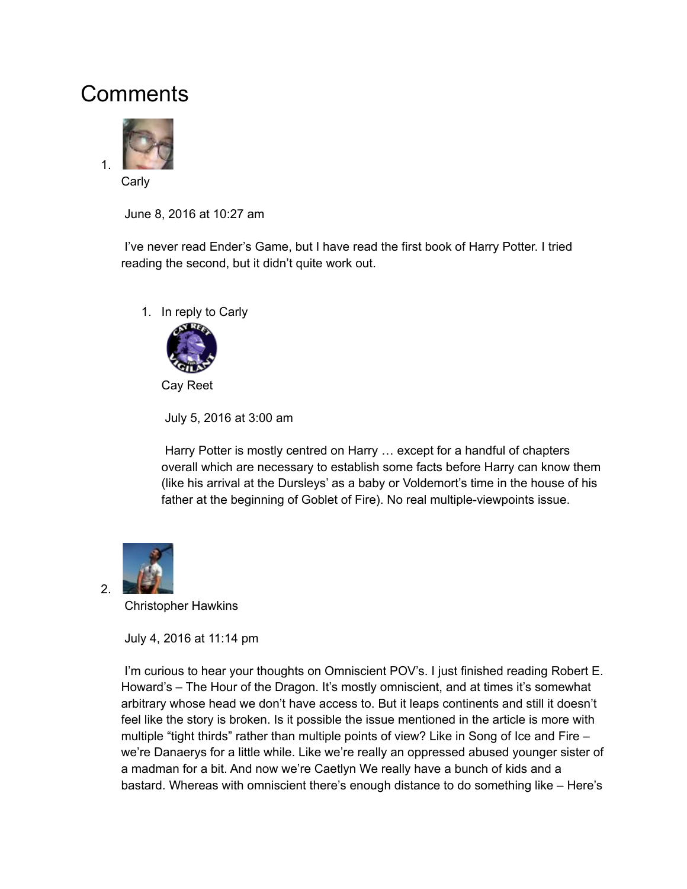# Comments

1. Carly

   June 8, 2016 at 10:27 am

   I've never read Ender's Game, but I have read the first book of Harry Potter. I tried reading the second, but it didn't quite work out.

   1. In reply to Carly

      Cay Reet

      July 5, 2016 at 3:00 am

      Harry Potter is mostly centred on Harry … except for a handful of chapters overall which are necessary to establish some facts before Harry can know them (like his arrival at the Dursleys' as a baby or Voldemort's time in the house of his father at the beginning of Goblet of Fire). No real multiple-viewpoints issue.

2. Christopher Hawkins

   July 4, 2016 at 11:14 pm

   I'm curious to hear your thoughts on Omniscient POV's. I just finished reading Robert E. Howard's – The Hour of the Dragon. It's mostly omniscient, and at times it's somewhat arbitrary whose head we don't have access to. But it leaps continents and still it doesn't feel like the story is broken. Is it possible the issue mentioned in the article is more with multiple "tight thirds" rather than multiple points of view? Like in Song of Ice and Fire – we're Danaerys for a little while. Like we're really an oppressed abused younger sister of a madman for a bit. And now we're Caetlyn We really have a bunch of kids and a bastard. Whereas with omniscient there's enough distance to do something like – Here's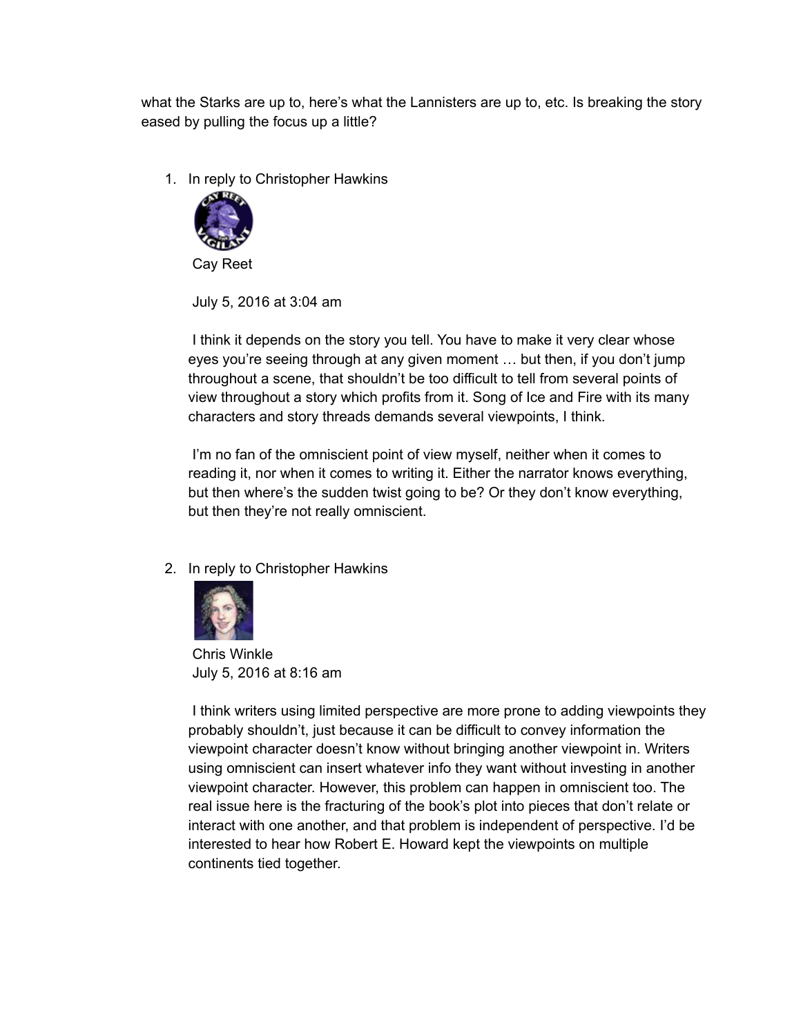what the Starks are up to, here's what the Lannisters are up to, etc. Is breaking the story eased by pulling the focus up a little?

1. In reply to Christopher Hawkins

   Cay Reet

   July 5, 2016 at 3:04 am

   I think it depends on the story you tell. You have to make it very clear whose eyes you're seeing through at any given moment … but then, if you don't jump throughout a scene, that shouldn't be too difficult to tell from several points of view throughout a story which profits from it. Song of Ice and Fire with its many characters and story threads demands several viewpoints, I think.

   I'm no fan of the omniscient point of view myself, neither when it comes to reading it, nor when it comes to writing it. Either the narrator knows everything, but then where's the sudden twist going to be? Or they don't know everything, but then they're not really omniscient.

2. In reply to Christopher Hawkins

   Chris Winkle
   July 5, 2016 at 8:16 am

   I think writers using limited perspective are more prone to adding viewpoints they probably shouldn't, just because it can be difficult to convey information the viewpoint character doesn't know without bringing another viewpoint in. Writers using omniscient can insert whatever info they want without investing in another viewpoint character. However, this problem can happen in omniscient too. The real issue here is the fracturing of the book's plot into pieces that don't relate or interact with one another, and that problem is independent of perspective. I'd be interested to hear how Robert E. Howard kept the viewpoints on multiple continents tied together.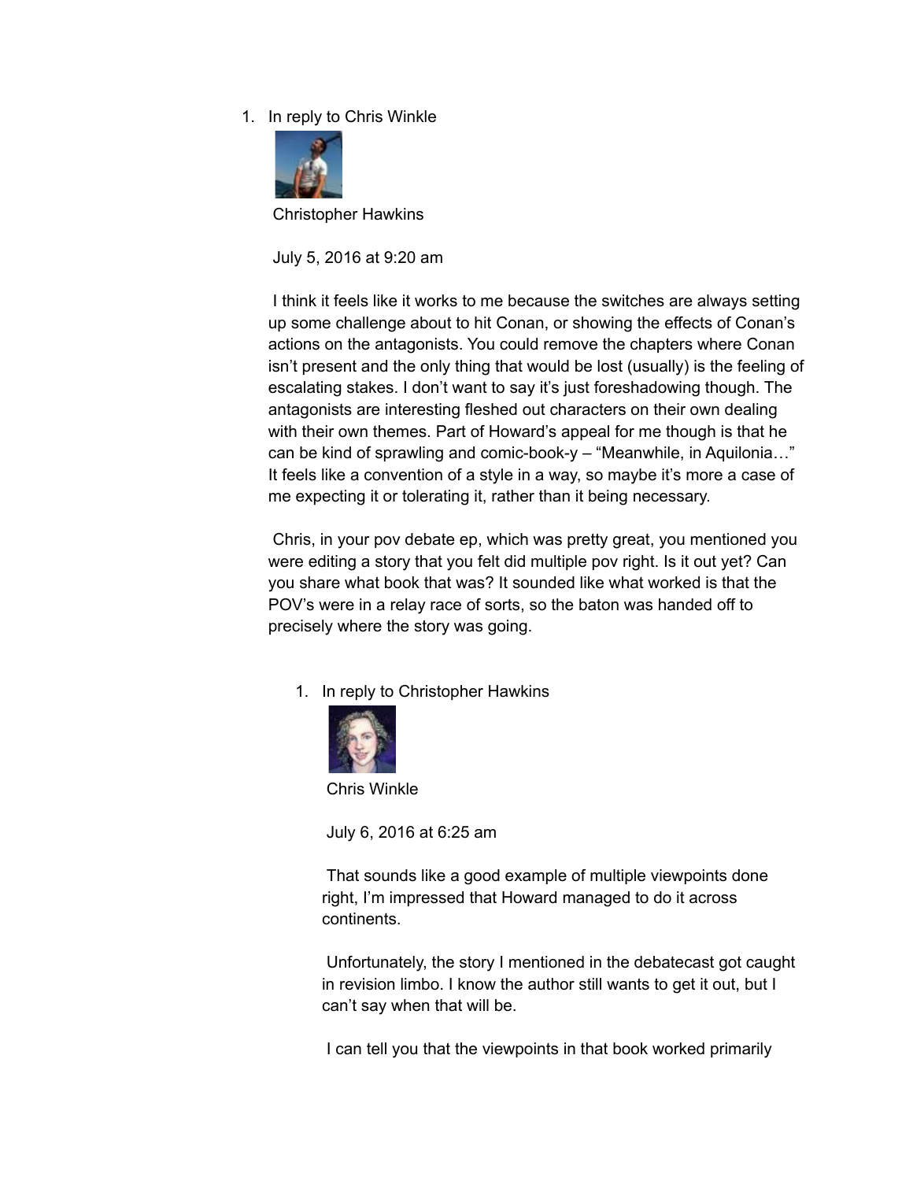1. In reply to Chris Winkle

   Christopher Hawkins

   July 5, 2016 at 9:20 am

   I think it feels like it works to me because the switches are always setting up some challenge about to hit Conan, or showing the effects of Conan's actions on the antagonists. You could remove the chapters where Conan isn't present and the only thing that would be lost (usually) is the feeling of escalating stakes. I don't want to say it's just foreshadowing though. The antagonists are interesting fleshed out characters on their own dealing with their own themes. Part of Howard's appeal for me though is that he can be kind of sprawling and comic-book-y – "Meanwhile, in Aquilonia…" It feels like a convention of a style in a way, so maybe it's more a case of me expecting it or tolerating it, rather than it being necessary.

   Chris, in your pov debate ep, which was pretty great, you mentioned you were editing a story that you felt did multiple pov right. Is it out yet? Can you share what book that was? It sounded like what worked is that the POV's were in a relay race of sorts, so the baton was handed off to precisely where the story was going.

   1. In reply to Christopher Hawkins

      Chris Winkle

      July 6, 2016 at 6:25 am

      That sounds like a good example of multiple viewpoints done right, I'm impressed that Howard managed to do it across continents.

      Unfortunately, the story I mentioned in the debatecast got caught in revision limbo. I know the author still wants to get it out, but I can't say when that will be.

      I can tell you that the viewpoints in that book worked primarily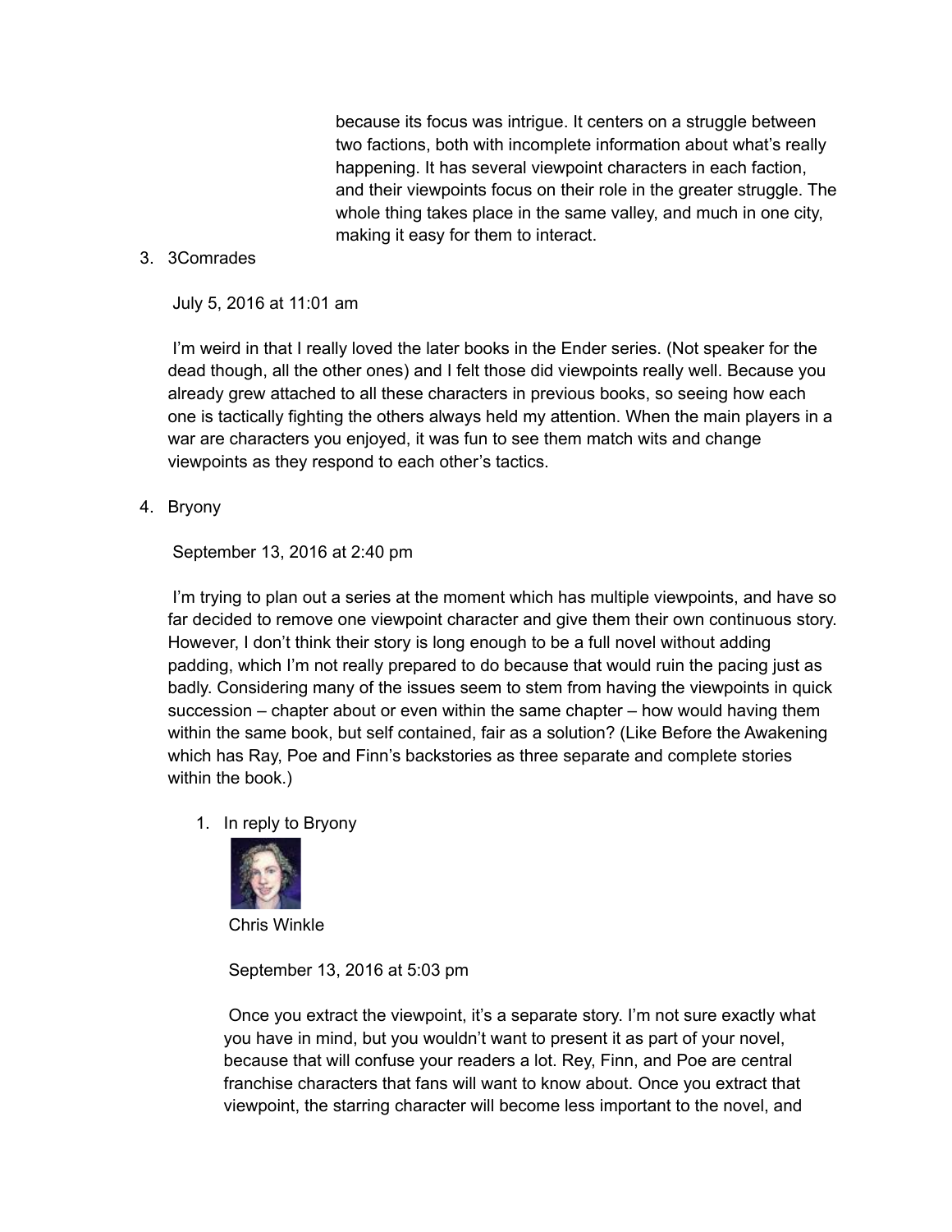because its focus was intrigue. It centers on a struggle between two factions, both with incomplete information about what's really happening. It has several viewpoint characters in each faction, and their viewpoints focus on their role in the greater struggle. The whole thing takes place in the same valley, and much in one city, making it easy for them to interact.

3. 3Comrades

   July 5, 2016 at 11:01 am

   I'm weird in that I really loved the later books in the Ender series. (Not speaker for the dead though, all the other ones) and I felt those did viewpoints really well. Because you already grew attached to all these characters in previous books, so seeing how each one is tactically fighting the others always held my attention. When the main players in a war are characters you enjoyed, it was fun to see them match wits and change viewpoints as they respond to each other's tactics.

4. Bryony

   September 13, 2016 at 2:40 pm

   I'm trying to plan out a series at the moment which has multiple viewpoints, and have so far decided to remove one viewpoint character and give them their own continuous story. However, I don't think their story is long enough to be a full novel without adding padding, which I'm not really prepared to do because that would ruin the pacing just as badly. Considering many of the issues seem to stem from having the viewpoints in quick succession – chapter about or even within the same chapter – how would having them within the same book, but self contained, fair as a solution? (Like Before the Awakening which has Ray, Poe and Finn's backstories as three separate and complete stories within the book.)

   1. In reply to Bryony

      Chris Winkle

      September 13, 2016 at 5:03 pm

      Once you extract the viewpoint, it's a separate story. I'm not sure exactly what you have in mind, but you wouldn't want to present it as part of your novel, because that will confuse your readers a lot. Rey, Finn, and Poe are central franchise characters that fans will want to know about. Once you extract that viewpoint, the starring character will become less important to the novel, and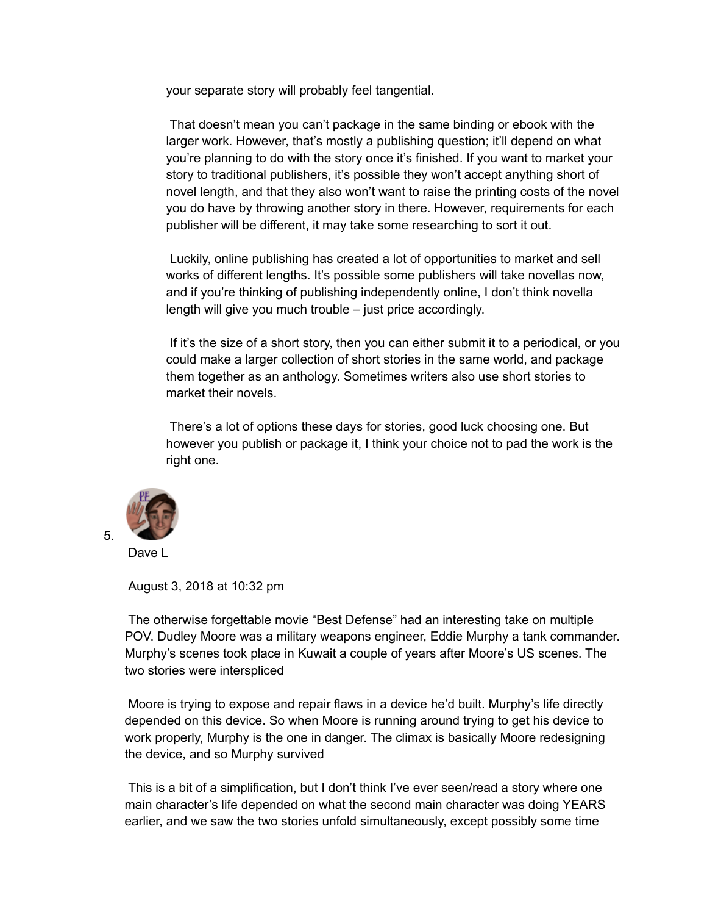your separate story will probably feel tangential.

That doesn't mean you can't package in the same binding or ebook with the larger work. However, that's mostly a publishing question; it'll depend on what you're planning to do with the story once it's finished. If you want to market your story to traditional publishers, it's possible they won't accept anything short of novel length, and that they also won't want to raise the printing costs of the novel you do have by throwing another story in there. However, requirements for each publisher will be different, it may take some researching to sort it out.

Luckily, online publishing has created a lot of opportunities to market and sell works of different lengths. It's possible some publishers will take novellas now, and if you're thinking of publishing independently online, I don't think novella length will give you much trouble – just price accordingly.

If it's the size of a short story, then you can either submit it to a periodical, or you could make a larger collection of short stories in the same world, and package them together as an anthology. Sometimes writers also use short stories to market their novels.

There's a lot of options these days for stories, good luck choosing one. But however you publish or package it, I think your choice not to pad the work is the right one.

5. Dave L

August 3, 2018 at 10:32 pm

The otherwise forgettable movie "Best Defense" had an interesting take on multiple POV. Dudley Moore was a military weapons engineer, Eddie Murphy a tank commander. Murphy's scenes took place in Kuwait a couple of years after Moore's US scenes. The two stories were interspliced

Moore is trying to expose and repair flaws in a device he'd built. Murphy's life directly depended on this device. So when Moore is running around trying to get his device to work properly, Murphy is the one in danger. The climax is basically Moore redesigning the device, and so Murphy survived

This is a bit of a simplification, but I don't think I've ever seen/read a story where one main character's life depended on what the second main character was doing YEARS earlier, and we saw the two stories unfold simultaneously, except possibly some time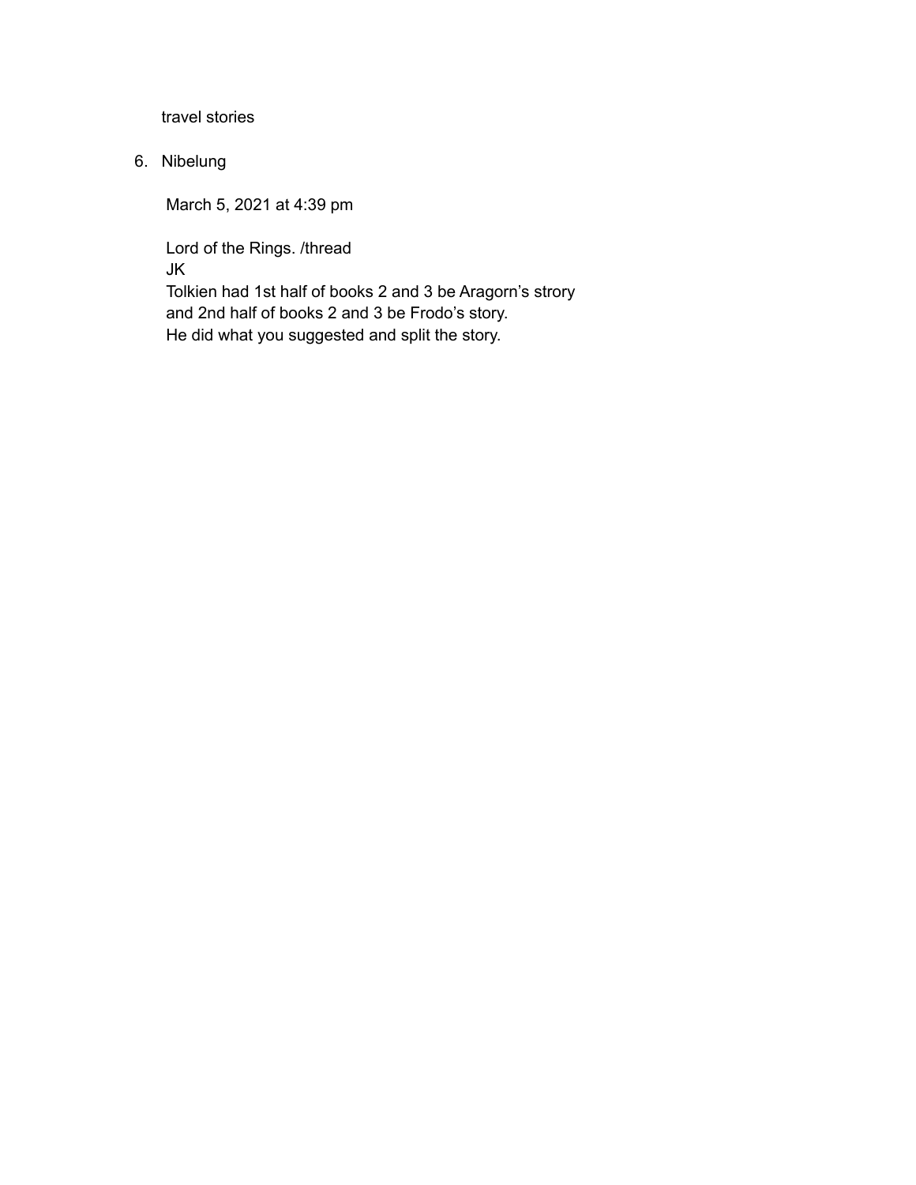travel stories

6. Nibelung

   March 5, 2021 at 4:39 pm

   Lord of the Rings. /thread
   JK
   Tolkien had 1st half of books 2 and 3 be Aragorn's strory
   and 2nd half of books 2 and 3 be Frodo's story.
   He did what you suggested and split the story.